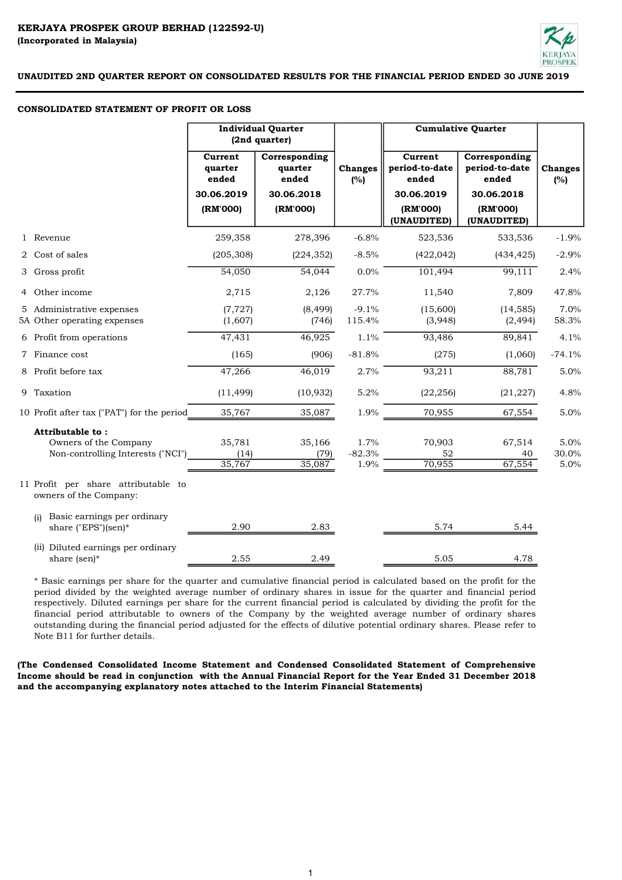**KERJAYA PROSPEK GROUP BERHAD (122592-U)**
**(Incorporated in Malaysia)**

## UNAUDITED 2ND QUARTER REPORT ON CONSOLIDATED RESULTS FOR THE FINANCIAL PERIOD ENDED 30 JUNE 2019

### CONSOLIDATED STATEMENT OF PROFIT OR LOSS

| | Individual Quarter (2nd quarter) | | | Cumulative Quarter | | |
|---|---|---|---|---|---|---|
| | Current quarter ended 30.06.2019 (RM'000) | Corresponding quarter ended 30.06.2018 (RM'000) | Changes (%) | Current period-to-date ended 30.06.2019 (RM'000) (UNAUDITED) | Corresponding period-to-date ended 30.06.2018 (RM'000) (UNAUDITED) | Changes (%) |
| 1 Revenue | 259,358 | 278,396 | -6.8% | 523,536 | 533,536 | -1.9% |
| 2 Cost of sales | (205,308) | (224,352) | -8.5% | (422,042) | (434,425) | -2.9% |
| 3 Gross profit | 54,050 | 54,044 | 0.0% | 101,494 | 99,111 | 2.4% |
| 4 Other income | 2,715 | 2,126 | 27.7% | 11,540 | 7,809 | 47.8% |
| 5 Administrative expenses | (7,727) | (8,499) | -9.1% | (15,600) | (14,585) | 7.0% |
| 5A Other operating expenses | (1,607) | (746) | 115.4% | (3,948) | (2,494) | 58.3% |
| 6 Profit from operations | 47,431 | 46,925 | 1.1% | 93,486 | 89,841 | 4.1% |
| 7 Finance cost | (165) | (906) | -81.8% | (275) | (1,060) | -74.1% |
| 8 Profit before tax | 47,266 | 46,019 | 2.7% | 93,211 | 88,781 | 5.0% |
| 9 Taxation | (11,499) | (10,932) | 5.2% | (22,256) | (21,227) | 4.8% |
| 10 Profit after tax ("PAT") for the period | 35,767 | 35,087 | 1.9% | 70,955 | 67,554 | 5.0% |
| **Attributable to :** | | | | | | |
| Owners of the Company | 35,781 | 35,166 | 1.7% | 70,903 | 67,514 | 5.0% |
| Non-controlling Interests ("NCI") | (14) | (79) | -82.3% | 52 | 40 | 30.0% |
| | 35,767 | 35,087 | 1.9% | 70,955 | 67,554 | 5.0% |
| 11 Profit per share attributable to owners of the Company: | | | | | | |
| (i) Basic earnings per ordinary share ("EPS")(sen)* | 2.90 | 2.83 | | 5.74 | 5.44 | |
| (ii) Diluted earnings per ordinary share (sen)* | 2.55 | 2.49 | | 5.05 | 4.78 | |

* Basic earnings per share for the quarter and cumulative financial period is calculated based on the profit for the period divided by the weighted average number of ordinary shares in issue for the quarter and financial period respectively. Diluted earnings per share for the current financial period is calculated by dividing the profit for the financial period attributable to owners of the Company by the weighted average number of ordinary shares outstanding during the financial period adjusted for the effects of dilutive potential ordinary shares. Please refer to Note B11 for further details.

**(The Condensed Consolidated Income Statement and Condensed Consolidated Statement of Comprehensive Income should be read in conjunction with the Annual Financial Report for the Year Ended 31 December 2018 and the accompanying explanatory notes attached to the Interim Financial Statements)**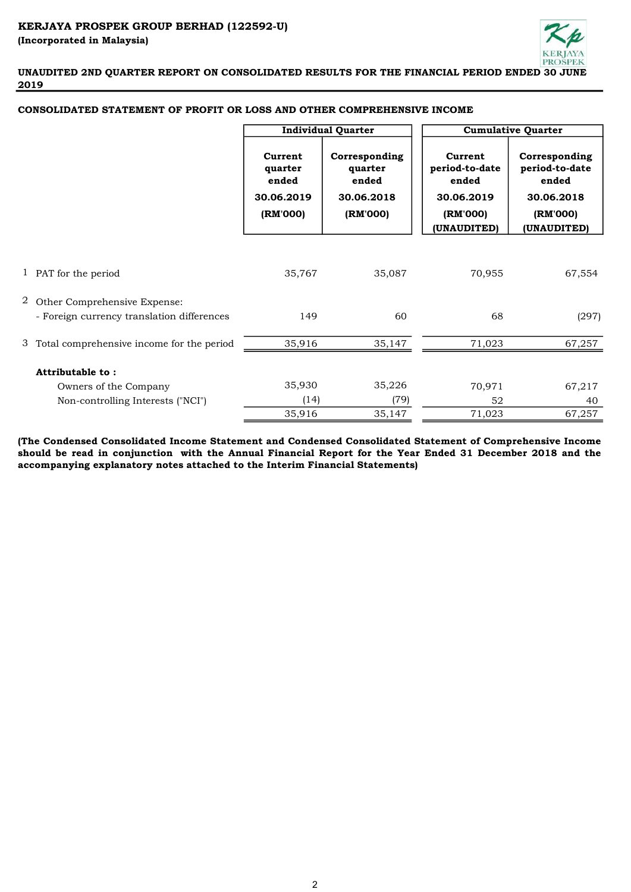**KERJAYA PROSPEK GROUP BERHAD (122592-U)**
**(Incorporated in Malaysia)**

**UNAUDITED 2ND QUARTER REPORT ON CONSOLIDATED RESULTS FOR THE FINANCIAL PERIOD ENDED 30 JUNE 2019**

**CONSOLIDATED STATEMENT OF PROFIT OR LOSS AND OTHER COMPREHENSIVE INCOME**

| | | Individual Quarter | | Cumulative Quarter | |
|---|---|---|---|---|---|
| | | Current quarter ended 30.06.2019 (RM'000) | Corresponding quarter ended 30.06.2018 (RM'000) | Current period-to-date ended 30.06.2019 (RM'000) (UNAUDITED) | Corresponding period-to-date ended 30.06.2018 (RM'000) (UNAUDITED) |
| 1 | PAT for the period | 35,767 | 35,087 | 70,955 | 67,554 |
| 2 | Other Comprehensive Expense: | | | | |
| | - Foreign currency translation differences | 149 | 60 | 68 | (297) |
| 3 | Total comprehensive income for the period | 35,916 | 35,147 | 71,023 | 67,257 |
| | **Attributable to :** | | | | |
| | Owners of the Company | 35,930 | 35,226 | 70,971 | 67,217 |
| | Non-controlling Interests ("NCI") | (14) | (79) | 52 | 40 |
| | | 35,916 | 35,147 | 71,023 | 67,257 |

**(The Condensed Consolidated Income Statement and Condensed Consolidated Statement of Comprehensive Income should be read in conjunction with the Annual Financial Report for the Year Ended 31 December 2018 and the accompanying explanatory notes attached to the Interim Financial Statements)**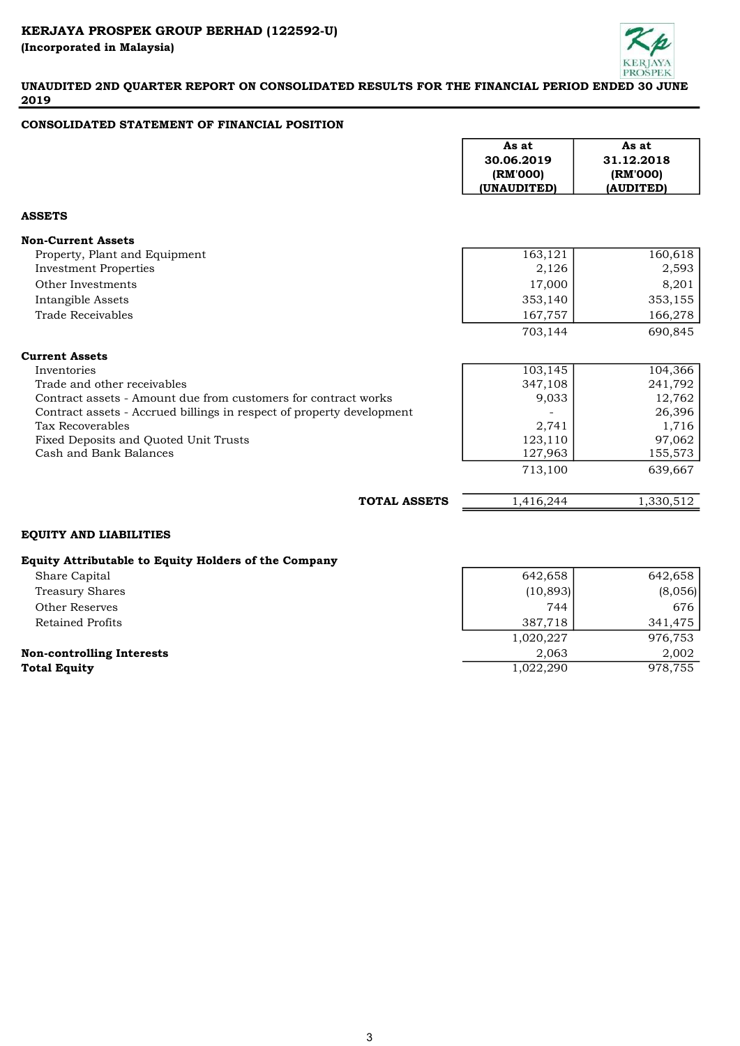**KERJAYA PROSPEK GROUP BERHAD (122592-U)**
**(Incorporated in Malaysia)**

**UNAUDITED 2ND QUARTER REPORT ON CONSOLIDATED RESULTS FOR THE FINANCIAL PERIOD ENDED 30 JUNE 2019**

## CONSOLIDATED STATEMENT OF FINANCIAL POSITION

| | As at 30.06.2019 (RM'000) (UNAUDITED) | As at 31.12.2018 (RM'000) (AUDITED) |
|---|---|---|
| **ASSETS** | | |
| **Non-Current Assets** | | |
| Property, Plant and Equipment | 163,121 | 160,618 |
| Investment Properties | 2,126 | 2,593 |
| Other Investments | 17,000 | 8,201 |
| Intangible Assets | 353,140 | 353,155 |
| Trade Receivables | 167,757 | 166,278 |
| | 703,144 | 690,845 |
| **Current Assets** | | |
| Inventories | 103,145 | 104,366 |
| Trade and other receivables | 347,108 | 241,792 |
| Contract assets - Amount due from customers for contract works | 9,033 | 12,762 |
| Contract assets - Accrued billings in respect of property development | - | 26,396 |
| Tax Recoverables | 2,741 | 1,716 |
| Fixed Deposits and Quoted Unit Trusts | 123,110 | 97,062 |
| Cash and Bank Balances | 127,963 | 155,573 |
| | 713,100 | 639,667 |
| **TOTAL ASSETS** | 1,416,244 | 1,330,512 |
| **EQUITY AND LIABILITIES** | | |
| **Equity Attributable to Equity Holders of the Company** | | |
| Share Capital | 642,658 | 642,658 |
| Treasury Shares | (10,893) | (8,056) |
| Other Reserves | 744 | 676 |
| Retained Profits | 387,718 | 341,475 |
| | 1,020,227 | 976,753 |
| **Non-controlling Interests** | 2,063 | 2,002 |
| **Total Equity** | 1,022,290 | 978,755 |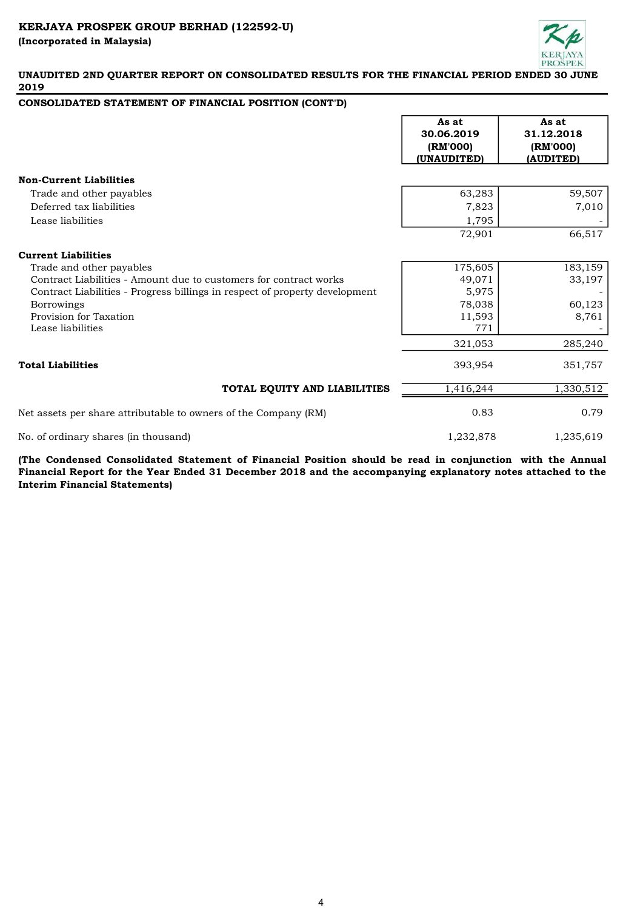**KERJAYA PROSPEK GROUP BERHAD (122592-U)**
**(Incorporated in Malaysia)**

**UNAUDITED 2ND QUARTER REPORT ON CONSOLIDATED RESULTS FOR THE FINANCIAL PERIOD ENDED 30 JUNE 2019**

**CONSOLIDATED STATEMENT OF FINANCIAL POSITION (CONT'D)**

| | As at 30.06.2019 (RM'000) (UNAUDITED) | As at 31.12.2018 (RM'000) (AUDITED) |
|---|---|---|
| **Non-Current Liabilities** | | |
| Trade and other payables | 63,283 | 59,507 |
| Deferred tax liabilities | 7,823 | 7,010 |
| Lease liabilities | 1,795 | - |
| | 72,901 | 66,517 |
| **Current Liabilities** | | |
| Trade and other payables | 175,605 | 183,159 |
| Contract Liabilities - Amount due to customers for contract works | 49,071 | 33,197 |
| Contract Liabilities - Progress billings in respect of property development | 5,975 | - |
| Borrowings | 78,038 | 60,123 |
| Provision for Taxation | 11,593 | 8,761 |
| Lease liabilities | 771 | - |
| | 321,053 | 285,240 |
| **Total Liabilities** | 393,954 | 351,757 |
| **TOTAL EQUITY AND LIABILITIES** | 1,416,244 | 1,330,512 |
| Net assets per share attributable to owners of the Company (RM) | 0.83 | 0.79 |
| No. of ordinary shares (in thousand) | 1,232,878 | 1,235,619 |

**(The Condensed Consolidated Statement of Financial Position should be read in conjunction with the Annual Financial Report for the Year Ended 31 December 2018 and the accompanying explanatory notes attached to the Interim Financial Statements)**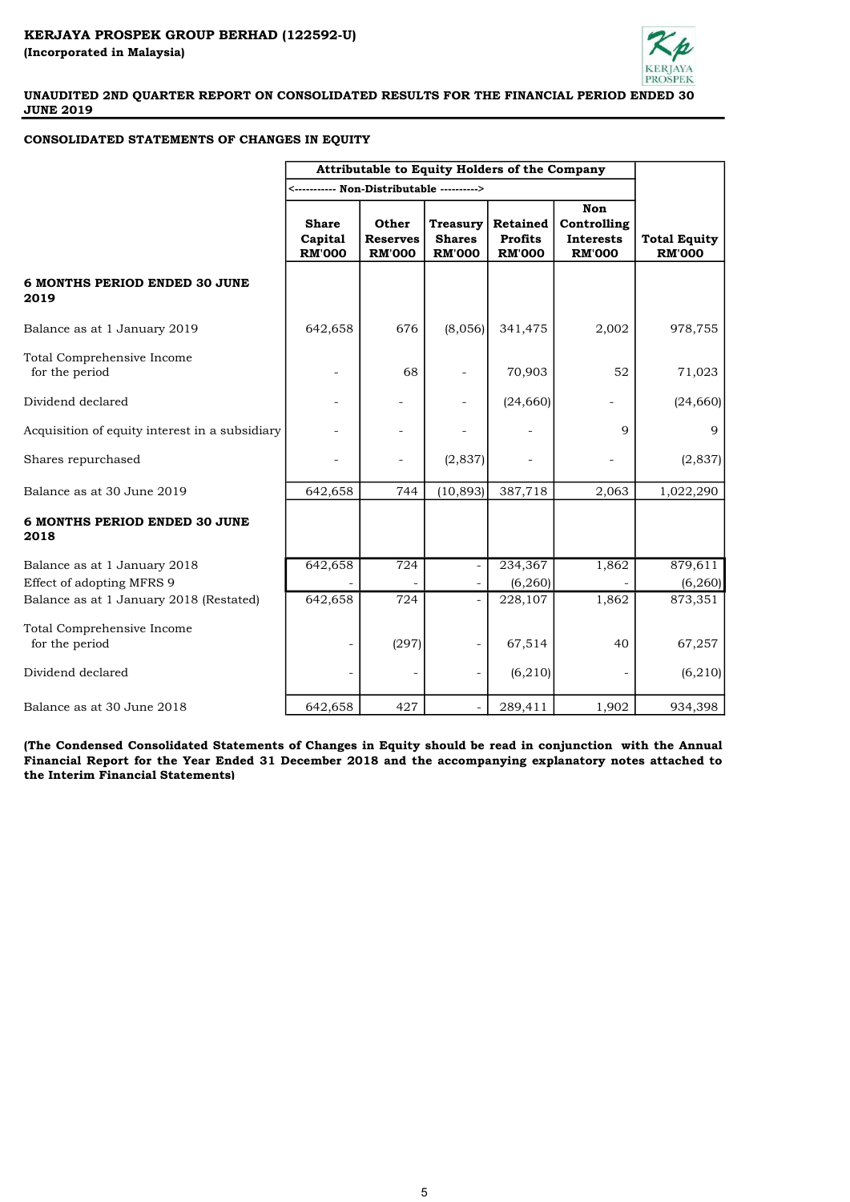**KERJAYA PROSPEK GROUP BERHAD (122592-U)**
**(Incorporated in Malaysia)**

**UNAUDITED 2ND QUARTER REPORT ON CONSOLIDATED RESULTS FOR THE FINANCIAL PERIOD ENDED 30 JUNE 2019**

**CONSOLIDATED STATEMENTS OF CHANGES IN EQUITY**

| | Attributable to Equity Holders of the Company | | | | | |
|---|---|---|---|---|---|---|
| | <----------- Non-Distributable ----------> | | | | | |
| | **Share Capital RM'000** | **Other Reserves RM'000** | **Treasury Shares RM'000** | **Retained Profits RM'000** | **Non Controlling Interests RM'000** | **Total Equity RM'000** |
| **6 MONTHS PERIOD ENDED 30 JUNE 2019** | | | | | | |
| Balance as at 1 January 2019 | 642,658 | 676 | (8,056) | 341,475 | 2,002 | 978,755 |
| Total Comprehensive Income for the period | - | 68 | - | 70,903 | 52 | 71,023 |
| Dividend declared | - | - | - | (24,660) | - | (24,660) |
| Acquisition of equity interest in a subsidiary | - | - | - | - | 9 | 9 |
| Shares repurchased | - | - | (2,837) | - | - | (2,837) |
| Balance as at 30 June 2019 | 642,658 | 744 | (10,893) | 387,718 | 2,063 | 1,022,290 |
| **6 MONTHS PERIOD ENDED 30 JUNE 2018** | | | | | | |
| Balance as at 1 January 2018 | 642,658 | 724 | - | 234,367 | 1,862 | 879,611 |
| Effect of adopting MFRS 9 | - | - | - | (6,260) | - | (6,260) |
| Balance as at 1 January 2018 (Restated) | 642,658 | 724 | - | 228,107 | 1,862 | 873,351 |
| Total Comprehensive Income for the period | - | (297) | - | 67,514 | 40 | 67,257 |
| Dividend declared | - | - | - | (6,210) | - | (6,210) |
| Balance as at 30 June 2018 | 642,658 | 427 | - | 289,411 | 1,902 | 934,398 |

**(The Condensed Consolidated Statements of Changes in Equity should be read in conjunction with the Annual Financial Report for the Year Ended 31 December 2018 and the accompanying explanatory notes attached to the Interim Financial Statements)**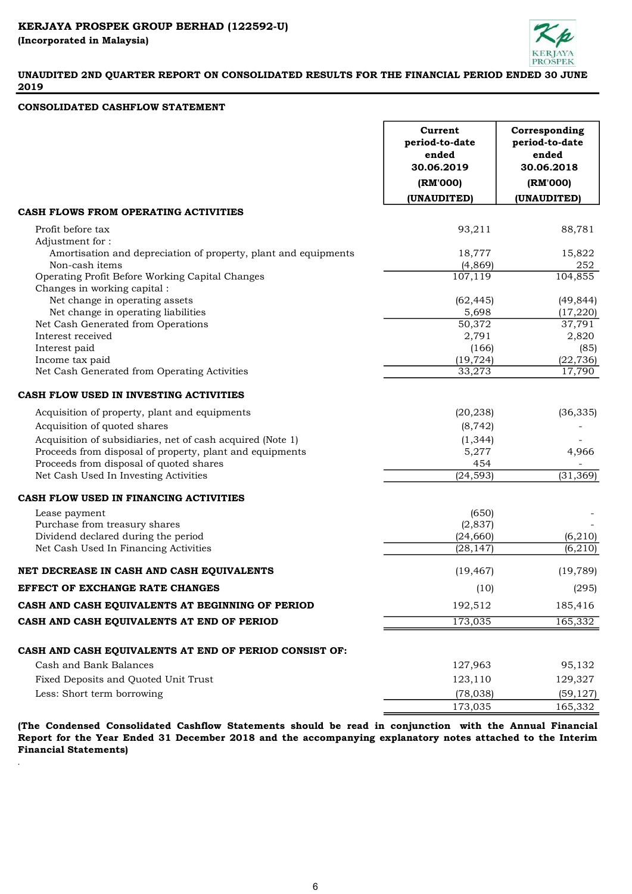**KERJAYA PROSPEK GROUP BERHAD (122592-U)**
**(Incorporated in Malaysia)**

**UNAUDITED 2ND QUARTER REPORT ON CONSOLIDATED RESULTS FOR THE FINANCIAL PERIOD ENDED 30 JUNE 2019**

**CONSOLIDATED CASHFLOW STATEMENT**

| | Current period-to-date ended 30.06.2019 (RM'000) (UNAUDITED) | Corresponding period-to-date ended 30.06.2018 (RM'000) (UNAUDITED) |
|---|---|---|
| **CASH FLOWS FROM OPERATING ACTIVITIES** | | |
| Profit before tax | 93,211 | 88,781 |
| Adjustment for : | | |
| Amortisation and depreciation of property, plant and equipments | 18,777 | 15,822 |
| Non-cash items | (4,869) | 252 |
| Operating Profit Before Working Capital Changes | 107,119 | 104,855 |
| Changes in working capital : | | |
| Net change in operating assets | (62,445) | (49,844) |
| Net change in operating liabilities | 5,698 | (17,220) |
| Net Cash Generated from Operations | 50,372 | 37,791 |
| Interest received | 2,791 | 2,820 |
| Interest paid | (166) | (85) |
| Income tax paid | (19,724) | (22,736) |
| Net Cash Generated from Operating Activities | 33,273 | 17,790 |
| **CASH FLOW USED IN INVESTING ACTIVITIES** | | |
| Acquisition of property, plant and equipments | (20,238) | (36,335) |
| Acquisition of quoted shares | (8,742) | - |
| Acquisition of subsidiaries, net of cash acquired (Note 1) | (1,344) | - |
| Proceeds from disposal of property, plant and equipments | 5,277 | 4,966 |
| Proceeds from disposal of quoted shares | 454 | - |
| Net Cash Used In Investing Activities | (24,593) | (31,369) |
| **CASH FLOW USED IN FINANCING ACTIVITIES** | | |
| Lease payment | (650) | - |
| Purchase from treasury shares | (2,837) | - |
| Dividend declared during the period | (24,660) | (6,210) |
| Net Cash Used In Financing Activities | (28,147) | (6,210) |
| **NET DECREASE IN CASH AND CASH EQUIVALENTS** | (19,467) | (19,789) |
| **EFFECT OF EXCHANGE RATE CHANGES** | (10) | (295) |
| **CASH AND CASH EQUIVALENTS AT BEGINNING OF PERIOD** | 192,512 | 185,416 |
| **CASH AND CASH EQUIVALENTS AT END OF PERIOD** | 173,035 | 165,332 |
| **CASH AND CASH EQUIVALENTS AT END OF PERIOD CONSIST OF:** | | |
| Cash and Bank Balances | 127,963 | 95,132 |
| Fixed Deposits and Quoted Unit Trust | 123,110 | 129,327 |
| Less: Short term borrowing | (78,038) | (59,127) |
| | 173,035 | 165,332 |

**(The Condensed Consolidated Cashflow Statements should be read in conjunction with the Annual Financial Report for the Year Ended 31 December 2018 and the accompanying explanatory notes attached to the Interim Financial Statements)**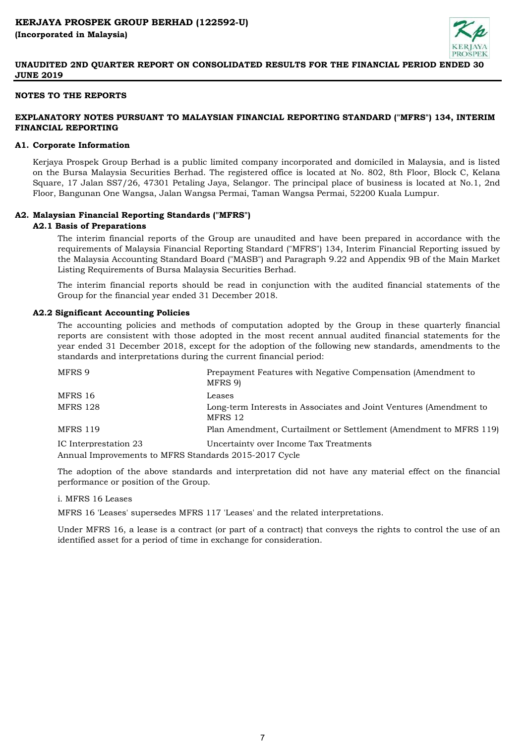**KERJAYA PROSPEK GROUP BERHAD (122592-U)**
**(Incorporated in Malaysia)**

**UNAUDITED 2ND QUARTER REPORT ON CONSOLIDATED RESULTS FOR THE FINANCIAL PERIOD ENDED 30 JUNE 2019**

## NOTES TO THE REPORTS

### EXPLANATORY NOTES PURSUANT TO MALAYSIAN FINANCIAL REPORTING STANDARD ("MFRS") 134, INTERIM FINANCIAL REPORTING

#### A1. Corporate Information

Kerjaya Prospek Group Berhad is a public limited company incorporated and domiciled in Malaysia, and is listed on the Bursa Malaysia Securities Berhad. The registered office is located at No. 802, 8th Floor, Block C, Kelana Square, 17 Jalan SS7/26, 47301 Petaling Jaya, Selangor. The principal place of business is located at No.1, 2nd Floor, Bangunan One Wangsa, Jalan Wangsa Permai, Taman Wangsa Permai, 52200 Kuala Lumpur.

#### A2. Malaysian Financial Reporting Standards ("MFRS")

**A2.1 Basis of Preparations**

The interim financial reports of the Group are unaudited and have been prepared in accordance with the requirements of Malaysia Financial Reporting Standard ("MFRS") 134, Interim Financial Reporting issued by the Malaysia Accounting Standard Board ("MASB") and Paragraph 9.22 and Appendix 9B of the Main Market Listing Requirements of Bursa Malaysia Securities Berhad.

The interim financial reports should be read in conjunction with the audited financial statements of the Group for the financial year ended 31 December 2018.

**A2.2 Significant Accounting Policies**

The accounting policies and methods of computation adopted by the Group in these quarterly financial reports are consistent with those adopted in the most recent annual audited financial statements for the year ended 31 December 2018, except for the adoption of the following new standards, amendments to the standards and interpretations during the current financial period:

| | |
|---|---|
| MFRS 9 | Prepayment Features with Negative Compensation (Amendment to MFRS 9) |
| MFRS 16 | Leases |
| MFRS 128 | Long-term Interests in Associates and Joint Ventures (Amendment to MFRS 12 |
| MFRS 119 | Plan Amendment, Curtailment or Settlement (Amendment to MFRS 119) |
| IC Interpretation 23 | Uncertainty over Income Tax Treatments |

Annual Improvements to MFRS Standards 2015-2017 Cycle

The adoption of the above standards and interpretation did not have any material effect on the financial performance or position of the Group.

i. MFRS 16 Leases

MFRS 16 'Leases' supersedes MFRS 117 'Leases' and the related interpretations.

Under MFRS 16, a lease is a contract (or part of a contract) that conveys the rights to control the use of an identified asset for a period of time in exchange for consideration.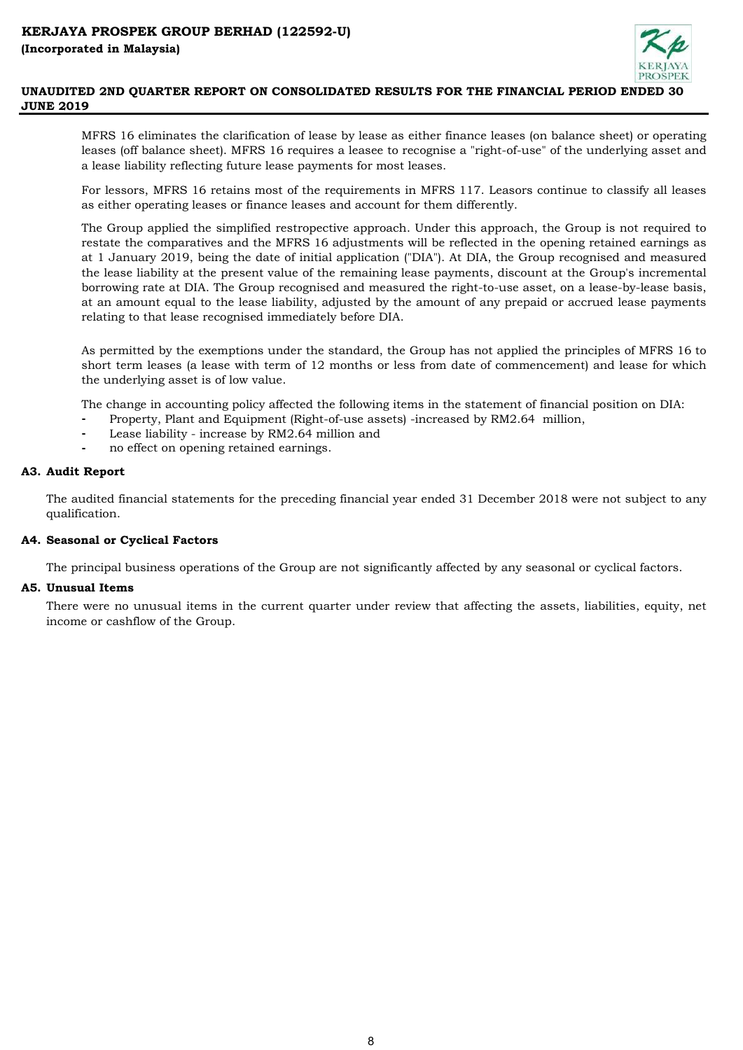MFRS 16 eliminates the clarification of lease by lease as either finance leases (on balance sheet) or operating leases (off balance sheet). MFRS 16 requires a leasee to recognise a "right-of-use" of the underlying asset and a lease liability reflecting future lease payments for most leases.

For lessors, MFRS 16 retains most of the requirements in MFRS 117. Leasors continue to classify all leases as either operating leases or finance leases and account for them differently.

The Group applied the simplified restropective approach. Under this approach, the Group is not required to restate the comparatives and the MFRS 16 adjustments will be reflected in the opening retained earnings as at 1 January 2019, being the date of initial application ("DIA"). At DIA, the Group recognised and measured the lease liability at the present value of the remaining lease payments, discount at the Group's incremental borrowing rate at DIA. The Group recognised and measured the right-to-use asset, on a lease-by-lease basis, at an amount equal to the lease liability, adjusted by the amount of any prepaid or accrued lease payments relating to that lease recognised immediately before DIA.

As permitted by the exemptions under the standard, the Group has not applied the principles of MFRS 16 to short term leases (a lease with term of 12 months or less from date of commencement) and lease for which the underlying asset is of low value.

The change in accounting policy affected the following items in the statement of financial position on DIA:

- Property, Plant and Equipment (Right-of-use assets) -increased by RM2.64 million,
- Lease liability - increase by RM2.64 million and
- no effect on opening retained earnings.

### A3. Audit Report

The audited financial statements for the preceding financial year ended 31 December 2018 were not subject to any qualification.

### A4. Seasonal or Cyclical Factors

The principal business operations of the Group are not significantly affected by any seasonal or cyclical factors.

### A5. Unusual Items

There were no unusual items in the current quarter under review that affecting the assets, liabilities, equity, net income or cashflow of the Group.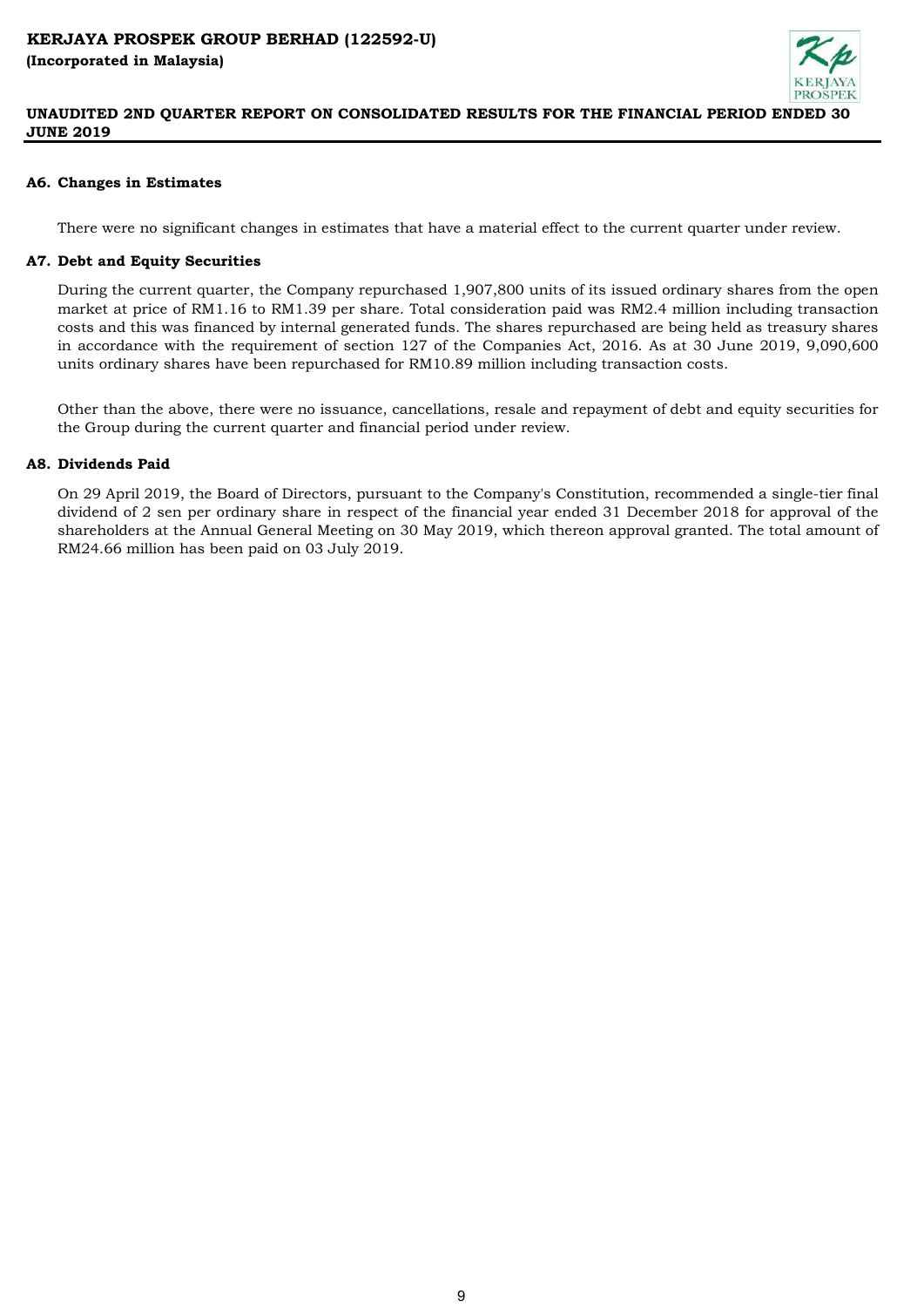### A6. Changes in Estimates

There were no significant changes in estimates that have a material effect to the current quarter under review.

### A7. Debt and Equity Securities

During the current quarter, the Company repurchased 1,907,800 units of its issued ordinary shares from the open market at price of RM1.16 to RM1.39 per share. Total consideration paid was RM2.4 million including transaction costs and this was financed by internal generated funds. The shares repurchased are being held as treasury shares in accordance with the requirement of section 127 of the Companies Act, 2016. As at 30 June 2019, 9,090,600 units ordinary shares have been repurchased for RM10.89 million including transaction costs.

Other than the above, there were no issuance, cancellations, resale and repayment of debt and equity securities for the Group during the current quarter and financial period under review.

### A8. Dividends Paid

On 29 April 2019, the Board of Directors, pursuant to the Company's Constitution, recommended a single-tier final dividend of 2 sen per ordinary share in respect of the financial year ended 31 December 2018 for approval of the shareholders at the Annual General Meeting on 30 May 2019, which thereon approval granted. The total amount of RM24.66 million has been paid on 03 July 2019.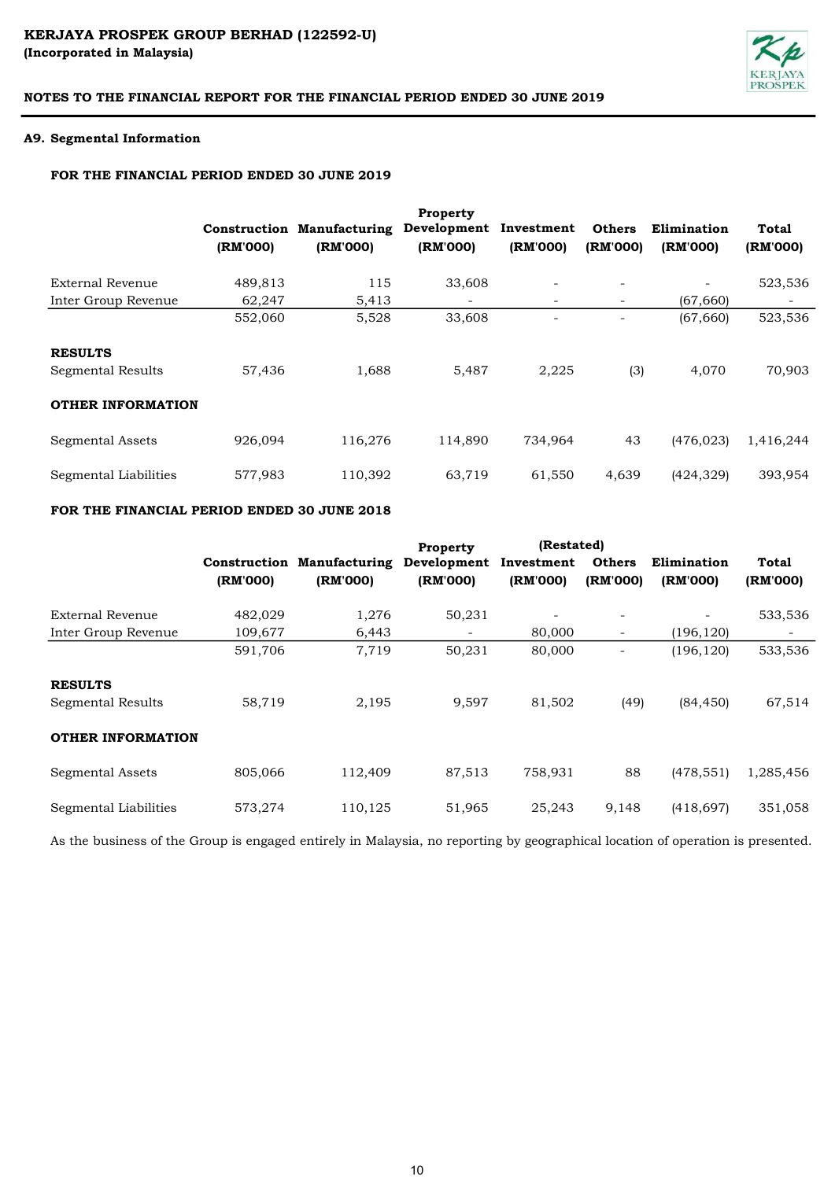**KERJAYA PROSPEK GROUP BERHAD (122592-U)**
**(Incorporated in Malaysia)**

**NOTES TO THE FINANCIAL REPORT FOR THE FINANCIAL PERIOD ENDED 30 JUNE 2019**

### A9. Segmental Information

**FOR THE FINANCIAL PERIOD ENDED 30 JUNE 2019**

| | Construction (RM'000) | Manufacturing (RM'000) | Property Development (RM'000) | Investment (RM'000) | Others (RM'000) | Elimination (RM'000) | Total (RM'000) |
|---|---|---|---|---|---|---|---|
| External Revenue | 489,813 | 115 | 33,608 | - | - | - | 523,536 |
| Inter Group Revenue | 62,247 | 5,413 | - | - | - | (67,660) | - |
| | 552,060 | 5,528 | 33,608 | - | - | (67,660) | 523,536 |
| **RESULTS** | | | | | | | |
| Segmental Results | 57,436 | 1,688 | 5,487 | 2,225 | (3) | 4,070 | 70,903 |
| **OTHER INFORMATION** | | | | | | | |
| Segmental Assets | 926,094 | 116,276 | 114,890 | 734,964 | 43 | (476,023) | 1,416,244 |
| Segmental Liabilities | 577,983 | 110,392 | 63,719 | 61,550 | 4,639 | (424,329) | 393,954 |

**FOR THE FINANCIAL PERIOD ENDED 30 JUNE 2018**

| | | | | (Restated) | | | |
|---|---|---|---|---|---|---|---|
| | Construction (RM'000) | Manufacturing (RM'000) | Property Development (RM'000) | Investment (RM'000) | Others (RM'000) | Elimination (RM'000) | Total (RM'000) |
| External Revenue | 482,029 | 1,276 | 50,231 | - | - | - | 533,536 |
| Inter Group Revenue | 109,677 | 6,443 | - | 80,000 | - | (196,120) | - |
| | 591,706 | 7,719 | 50,231 | 80,000 | - | (196,120) | 533,536 |
| **RESULTS** | | | | | | | |
| Segmental Results | 58,719 | 2,195 | 9,597 | 81,502 | (49) | (84,450) | 67,514 |
| **OTHER INFORMATION** | | | | | | | |
| Segmental Assets | 805,066 | 112,409 | 87,513 | 758,931 | 88 | (478,551) | 1,285,456 |
| Segmental Liabilities | 573,274 | 110,125 | 51,965 | 25,243 | 9,148 | (418,697) | 351,058 |

As the business of the Group is engaged entirely in Malaysia, no reporting by geographical location of operation is presented.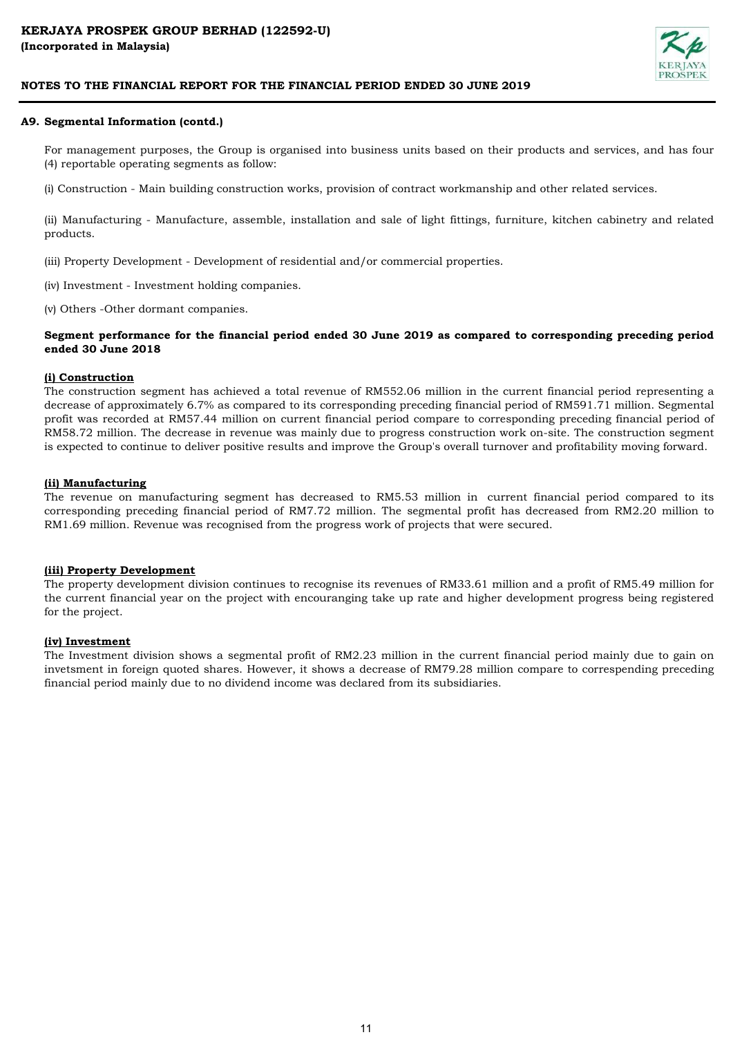## A9. Segmental Information (contd.)

For management purposes, the Group is organised into business units based on their products and services, and has four (4) reportable operating segments as follow:

(i) Construction - Main building construction works, provision of contract workmanship and other related services.

(ii) Manufacturing - Manufacture, assemble, installation and sale of light fittings, furniture, kitchen cabinetry and related products.

(iii) Property Development - Development of residential and/or commercial properties.

(iv) Investment - Investment holding companies.

(v) Others -Other dormant companies.

**Segment performance for the financial period ended 30 June 2019 as compared to corresponding preceding period ended 30 June 2018**

**(i) Construction**

The construction segment has achieved a total revenue of RM552.06 million in the current financial period representing a decrease of approximately 6.7% as compared to its corresponding preceding financial period of RM591.71 million. Segmental profit was recorded at RM57.44 million on current financial period compare to corresponding preceding financial period of RM58.72 million. The decrease in revenue was mainly due to progress construction work on-site. The construction segment is expected to continue to deliver positive results and improve the Group's overall turnover and profitability moving forward.

**(ii) Manufacturing**

The revenue on manufacturing segment has decreased to RM5.53 million in current financial period compared to its corresponding preceding financial period of RM7.72 million. The segmental profit has decreased from RM2.20 million to RM1.69 million. Revenue was recognised from the progress work of projects that were secured.

**(iii) Property Development**

The property development division continues to recognise its revenues of RM33.61 million and a profit of RM5.49 million for the current financial year on the project with encouranging take up rate and higher development progress being registered for the project.

**(iv) Investment**

The Investment division shows a segmental profit of RM2.23 million in the current financial period mainly due to gain on invetsment in foreign quoted shares. However, it shows a decrease of RM79.28 million compare to correspending preceding financial period mainly due to no dividend income was declared from its subsidiaries.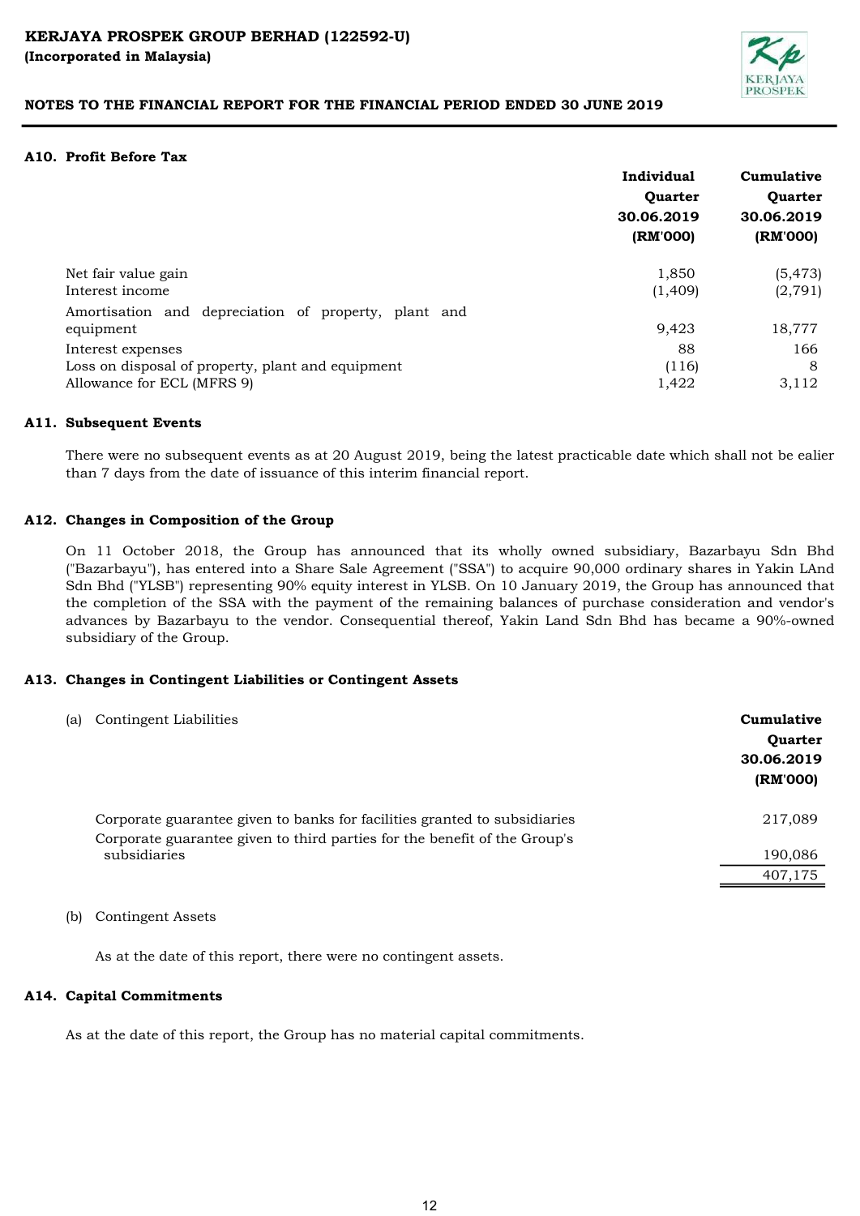**KERJAYA PROSPEK GROUP BERHAD (122592-U)**
**(Incorporated in Malaysia)**

**NOTES TO THE FINANCIAL REPORT FOR THE FINANCIAL PERIOD ENDED 30 JUNE 2019**

### A10. Profit Before Tax

| | Individual Quarter 30.06.2019 (RM'000) | Cumulative Quarter 30.06.2019 (RM'000) |
|---|---|---|
| Net fair value gain | 1,850 | (5,473) |
| Interest income | (1,409) | (2,791) |
| Amortisation and depreciation of property, plant and equipment | 9,423 | 18,777 |
| Interest expenses | 88 | 166 |
| Loss on disposal of property, plant and equipment | (116) | 8 |
| Allowance for ECL (MFRS 9) | 1,422 | 3,112 |

### A11. Subsequent Events

There were no subsequent events as at 20 August 2019, being the latest practicable date which shall not be ealier than 7 days from the date of issuance of this interim financial report.

### A12. Changes in Composition of the Group

On 11 October 2018, the Group has announced that its wholly owned subsidiary, Bazarbayu Sdn Bhd ("Bazarbayu"), has entered into a Share Sale Agreement ("SSA") to acquire 90,000 ordinary shares in Yakin LAnd Sdn Bhd ("YLSB") representing 90% equity interest in YLSB. On 10 January 2019, the Group has announced that the completion of the SSA with the payment of the remaining balances of purchase consideration and vendor's advances by Bazarbayu to the vendor. Consequential thereof, Yakin Land Sdn Bhd has became a 90%-owned subsidiary of the Group.

### A13. Changes in Contingent Liabilities or Contingent Assets

(a) Contingent Liabilities

| | Cumulative Quarter 30.06.2019 (RM'000) |
|---|---|
| Corporate guarantee given to banks for facilities granted to subsidiaries | 217,089 |
| Corporate guarantee given to third parties for the benefit of the Group's subsidiaries | 190,086 |
| | 407,175 |

(b) Contingent Assets

As at the date of this report, there were no contingent assets.

### A14. Capital Commitments

As at the date of this report, the Group has no material capital commitments.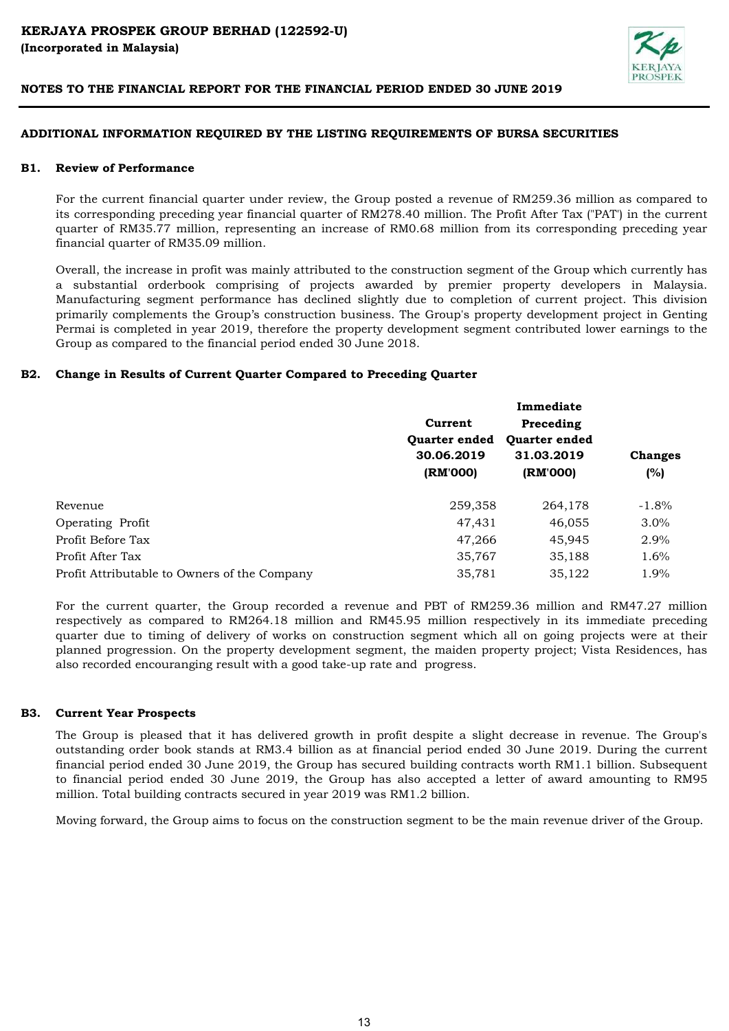**KERJAYA PROSPEK GROUP BERHAD (122592-U)**
**(Incorporated in Malaysia)**

**NOTES TO THE FINANCIAL REPORT FOR THE FINANCIAL PERIOD ENDED 30 JUNE 2019**

## ADDITIONAL INFORMATION REQUIRED BY THE LISTING REQUIREMENTS OF BURSA SECURITIES

### B1. Review of Performance

For the current financial quarter under review, the Group posted a revenue of RM259.36 million as compared to its corresponding preceding year financial quarter of RM278.40 million. The Profit After Tax ("PAT") in the current quarter of RM35.77 million, representing an increase of RM0.68 million from its corresponding preceding year financial quarter of RM35.09 million.

Overall, the increase in profit was mainly attributed to the construction segment of the Group which currently has a substantial orderbook comprising of projects awarded by premier property developers in Malaysia. Manufacturing segment performance has declined slightly due to completion of current project. This division primarily complements the Group's construction business. The Group's property development project in Genting Permai is completed in year 2019, therefore the property development segment contributed lower earnings to the Group as compared to the financial period ended 30 June 2018.

### B2. Change in Results of Current Quarter Compared to Preceding Quarter

| | Current Quarter ended 30.06.2019 (RM'000) | Immediate Preceding Quarter ended 31.03.2019 (RM'000) | Changes (%) |
|---|---|---|---|
| Revenue | 259,358 | 264,178 | -1.8% |
| Operating Profit | 47,431 | 46,055 | 3.0% |
| Profit Before Tax | 47,266 | 45,945 | 2.9% |
| Profit After Tax | 35,767 | 35,188 | 1.6% |
| Profit Attributable to Owners of the Company | 35,781 | 35,122 | 1.9% |

For the current quarter, the Group recorded a revenue and PBT of RM259.36 million and RM47.27 million respectively as compared to RM264.18 million and RM45.95 million respectively in its immediate preceding quarter due to timing of delivery of works on construction segment which all on going projects were at their planned progression. On the property development segment, the maiden property project; Vista Residences, has also recorded encouranging result with a good take-up rate and progress.

### B3. Current Year Prospects

The Group is pleased that it has delivered growth in profit despite a slight decrease in revenue. The Group's outstanding order book stands at RM3.4 billion as at financial period ended 30 June 2019. During the current financial period ended 30 June 2019, the Group has secured building contracts worth RM1.1 billion. Subsequent to financial period ended 30 June 2019, the Group has also accepted a letter of award amounting to RM95 million. Total building contracts secured in year 2019 was RM1.2 billion.

Moving forward, the Group aims to focus on the construction segment to be the main revenue driver of the Group.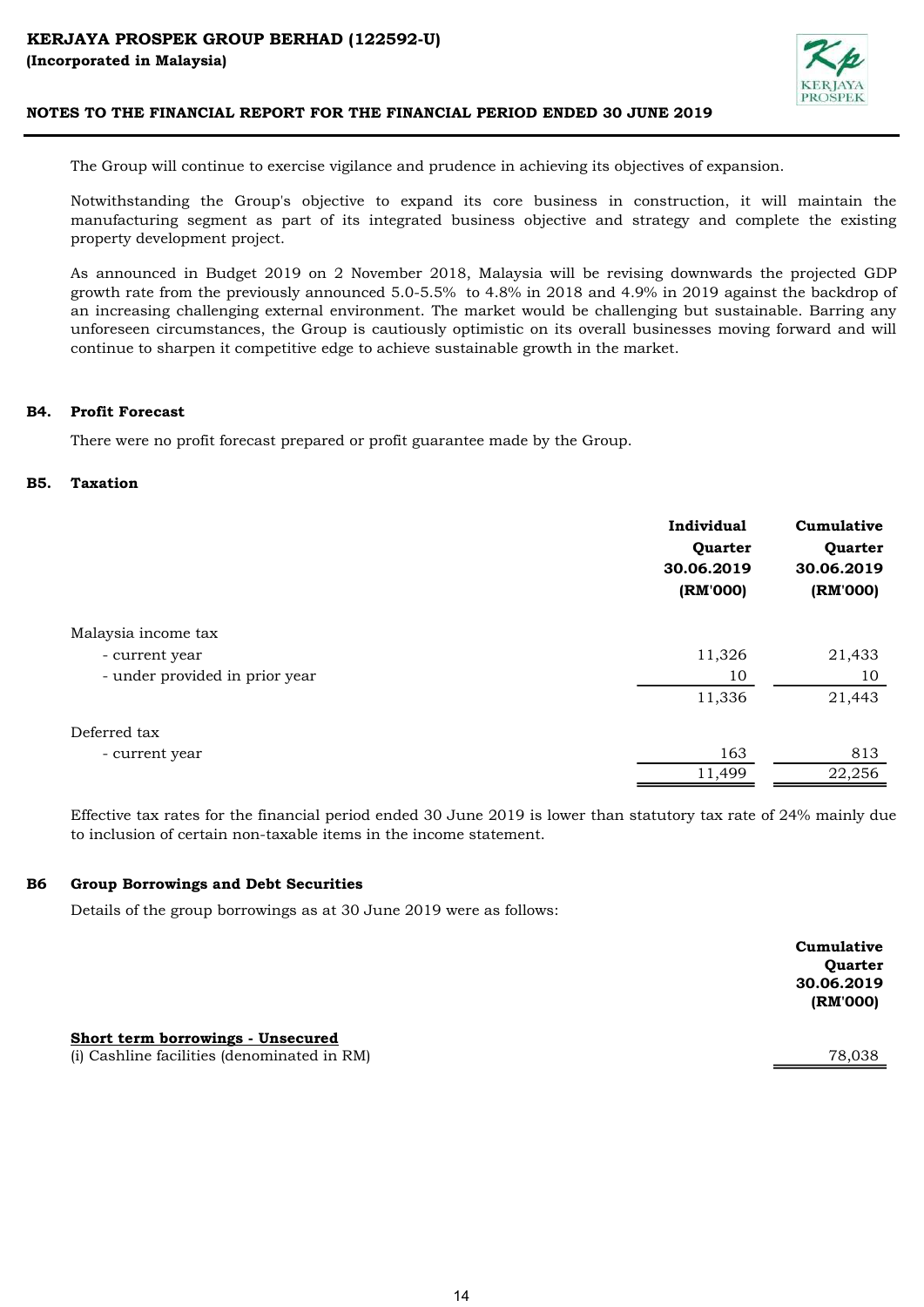The Group will continue to exercise vigilance and prudence in achieving its objectives of expansion.

Notwithstanding the Group's objective to expand its core business in construction, it will maintain the manufacturing segment as part of its integrated business objective and strategy and complete the existing property development project.

As announced in Budget 2019 on 2 November 2018, Malaysia will be revising downwards the projected GDP growth rate from the previously announced 5.0-5.5% to 4.8% in 2018 and 4.9% in 2019 against the backdrop of an increasing challenging external environment. The market would be challenging but sustainable. Barring any unforeseen circumstances, the Group is cautiously optimistic on its overall businesses moving forward and will continue to sharpen it competitive edge to achieve sustainable growth in the market.

## B4. Profit Forecast

There were no profit forecast prepared or profit guarantee made by the Group.

## B5. Taxation

| | Individual Quarter 30.06.2019 (RM'000) | Cumulative Quarter 30.06.2019 (RM'000) |
|---|---|---|
| Malaysia income tax | | |
| - current year | 11,326 | 21,433 |
| - under provided in prior year | 10 | 10 |
| | 11,336 | 21,443 |
| Deferred tax | | |
| - current year | 163 | 813 |
| | 11,499 | 22,256 |

Effective tax rates for the financial period ended 30 June 2019 is lower than statutory tax rate of 24% mainly due to inclusion of certain non-taxable items in the income statement.

## B6 Group Borrowings and Debt Securities

Details of the group borrowings as at 30 June 2019 were as follows:

| | Cumulative Quarter 30.06.2019 (RM'000) |
|---|---|
| **Short term borrowings - Unsecured** | |
| (i) Cashline facilities (denominated in RM) | 78,038 |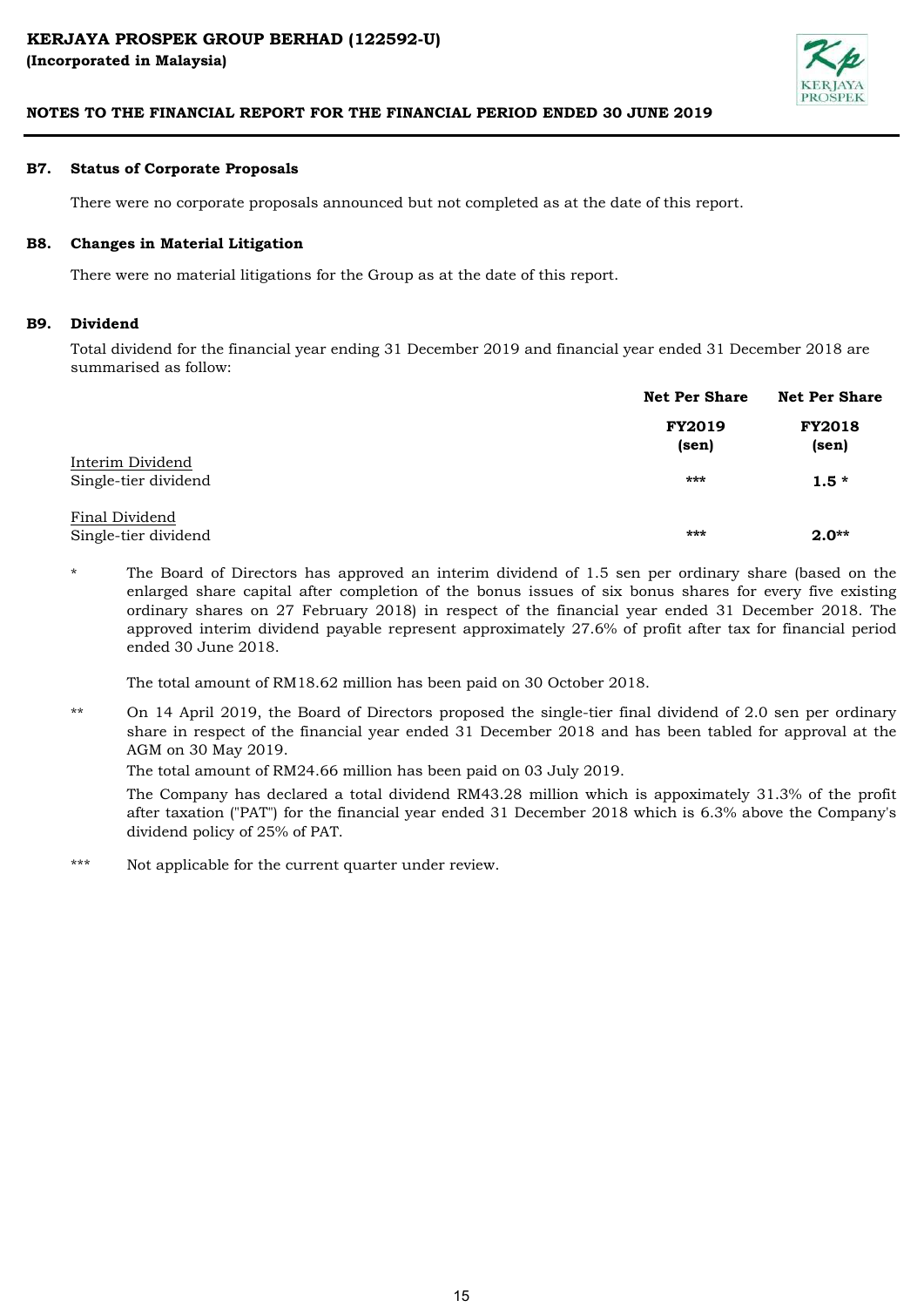### B7. Status of Corporate Proposals

There were no corporate proposals announced but not completed as at the date of this report.

### B8. Changes in Material Litigation

There were no material litigations for the Group as at the date of this report.

### B9. Dividend

Total dividend for the financial year ending 31 December 2019 and financial year ended 31 December 2018 are summarised as follow:

| | Net Per Share | Net Per Share |
|---|---|---|
| | **FY2019 (sen)** | **FY2018 (sen)** |
| Interim Dividend | | |
| Single-tier dividend | *** | **1.5 *** |
| Final Dividend | | |
| Single-tier dividend | *** | **2.0**** |

\* The Board of Directors has approved an interim dividend of 1.5 sen per ordinary share (based on the enlarged share capital after completion of the bonus issues of six bonus shares for every five existing ordinary shares on 27 February 2018) in respect of the financial year ended 31 December 2018. The approved interim dividend payable represent approximately 27.6% of profit after tax for financial period ended 30 June 2018.

The total amount of RM18.62 million has been paid on 30 October 2018.

** On 14 April 2019, the Board of Directors proposed the single-tier final dividend of 2.0 sen per ordinary share in respect of the financial year ended 31 December 2018 and has been tabled for approval at the AGM on 30 May 2019.

The total amount of RM24.66 million has been paid on 03 July 2019.

The Company has declared a total dividend RM43.28 million which is appoximately 31.3% of the profit after taxation ("PAT") for the financial year ended 31 December 2018 which is 6.3% above the Company's dividend policy of 25% of PAT.

*** Not applicable for the current quarter under review.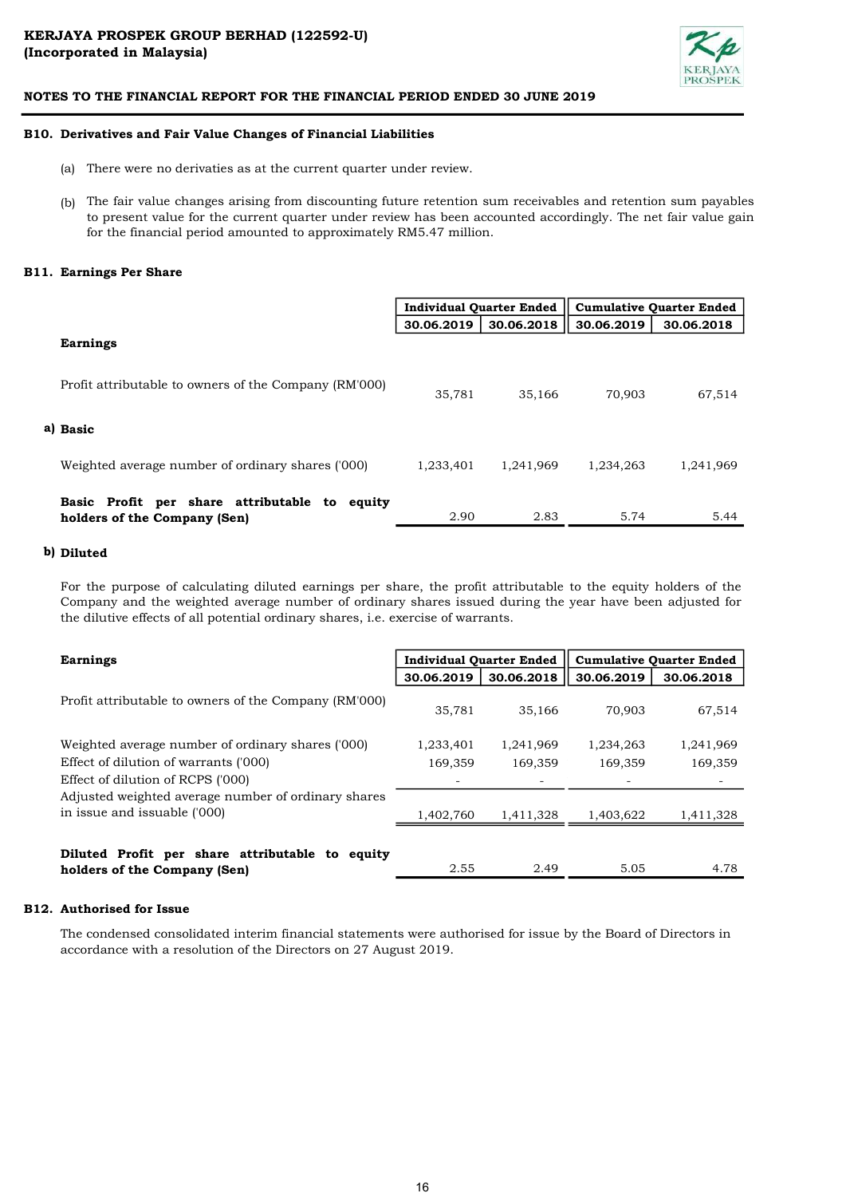**KERJAYA PROSPEK GROUP BERHAD (122592-U)**
**(Incorporated in Malaysia)**

**NOTES TO THE FINANCIAL REPORT FOR THE FINANCIAL PERIOD ENDED 30 JUNE 2019**

### B10. Derivatives and Fair Value Changes of Financial Liabilities

(a) There were no derivaties as at the current quarter under review.

(b) The fair value changes arising from discounting future retention sum receivables and retention sum payables to present value for the current quarter under review has been accounted accordingly. The net fair value gain for the financial period amounted to approximately RM5.47 million.

### B11. Earnings Per Share

| | Individual Quarter Ended | | Cumulative Quarter Ended | |
|---|---|---|---|---|
| | **30.06.2019** | **30.06.2018** | **30.06.2019** | **30.06.2018** |
| **Earnings** | | | | |
| Profit attributable to owners of the Company (RM'000) | 35,781 | 35,166 | 70,903 | 67,514 |
| **a) Basic** | | | | |
| Weighted average number of ordinary shares ('000) | 1,233,401 | 1,241,969 | 1,234,263 | 1,241,969 |
| **Basic Profit per share attributable to equity holders of the Company (Sen)** | 2.90 | 2.83 | 5.74 | 5.44 |

**b) Diluted**

For the purpose of calculating diluted earnings per share, the profit attributable to the equity holders of the Company and the weighted average number of ordinary shares issued during the year have been adjusted for the dilutive effects of all potential ordinary shares, i.e. exercise of warrants.

| **Earnings** | Individual Quarter Ended | | Cumulative Quarter Ended | |
|---|---|---|---|---|
| | **30.06.2019** | **30.06.2018** | **30.06.2019** | **30.06.2018** |
| Profit attributable to owners of the Company (RM'000) | 35,781 | 35,166 | 70,903 | 67,514 |
| Weighted average number of ordinary shares ('000) | 1,233,401 | 1,241,969 | 1,234,263 | 1,241,969 |
| Effect of dilution of warrants ('000) | 169,359 | 169,359 | 169,359 | 169,359 |
| Effect of dilution of RCPS ('000) | - | - | - | - |
| Adjusted weighted average number of ordinary shares in issue and issuable ('000) | 1,402,760 | 1,411,328 | 1,403,622 | 1,411,328 |
| **Diluted Profit per share attributable to equity holders of the Company (Sen)** | 2.55 | 2.49 | 5.05 | 4.78 |

### B12. Authorised for Issue

The condensed consolidated interim financial statements were authorised for issue by the Board of Directors in accordance with a resolution of the Directors on 27 August 2019.